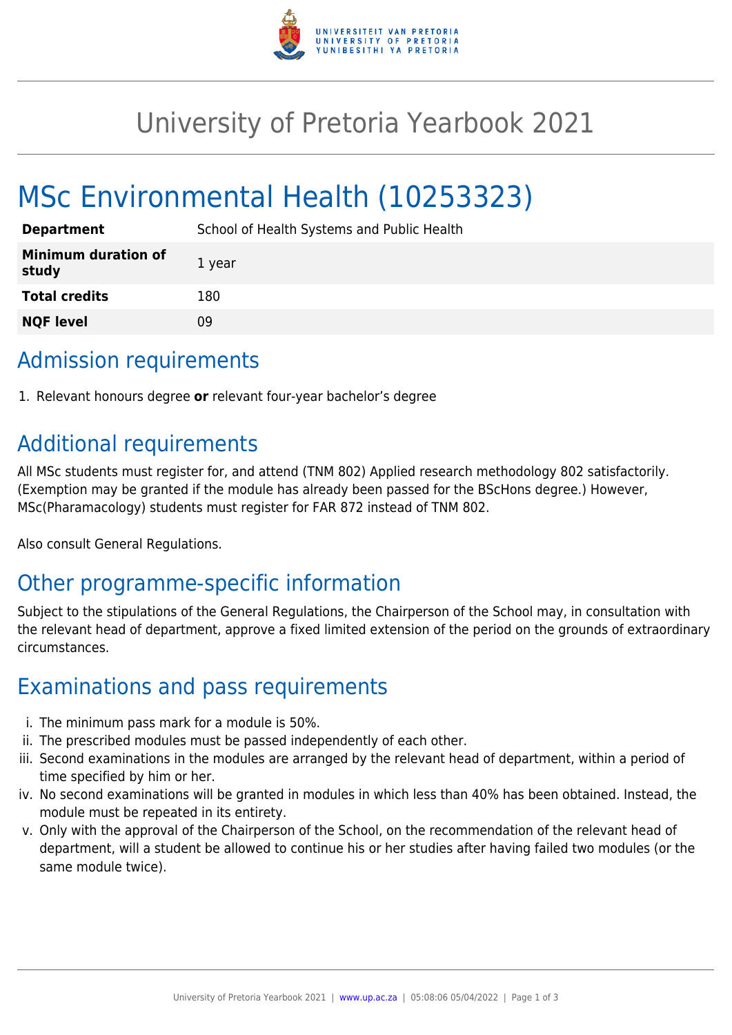# University of Pretoria Yearbook 2021

# MSc Environmental Health (10253323)

| | |
|---|---|
| **Department** | School of Health Systems and Public Health |
| **Minimum duration of study** | 1 year |
| **Total credits** | 180 |
| **NQF level** | 09 |

## Admission requirements

1. Relevant honours degree **or** relevant four-year bachelor's degree

## Additional requirements

All MSc students must register for, and attend (TNM 802) Applied research methodology 802 satisfactorily. (Exemption may be granted if the module has already been passed for the BScHons degree.) However, MSc(Pharamacology) students must register for FAR 872 instead of TNM 802.

Also consult General Regulations.

## Other programme-specific information

Subject to the stipulations of the General Regulations, the Chairperson of the School may, in consultation with the relevant head of department, approve a fixed limited extension of the period on the grounds of extraordinary circumstances.

## Examinations and pass requirements

i. The minimum pass mark for a module is 50%.
ii. The prescribed modules must be passed independently of each other.
iii. Second examinations in the modules are arranged by the relevant head of department, within a period of time specified by him or her.
iv. No second examinations will be granted in modules in which less than 40% has been obtained. Instead, the module must be repeated in its entirety.
v. Only with the approval of the Chairperson of the School, on the recommendation of the relevant head of department, will a student be allowed to continue his or her studies after having failed two modules (or the same module twice).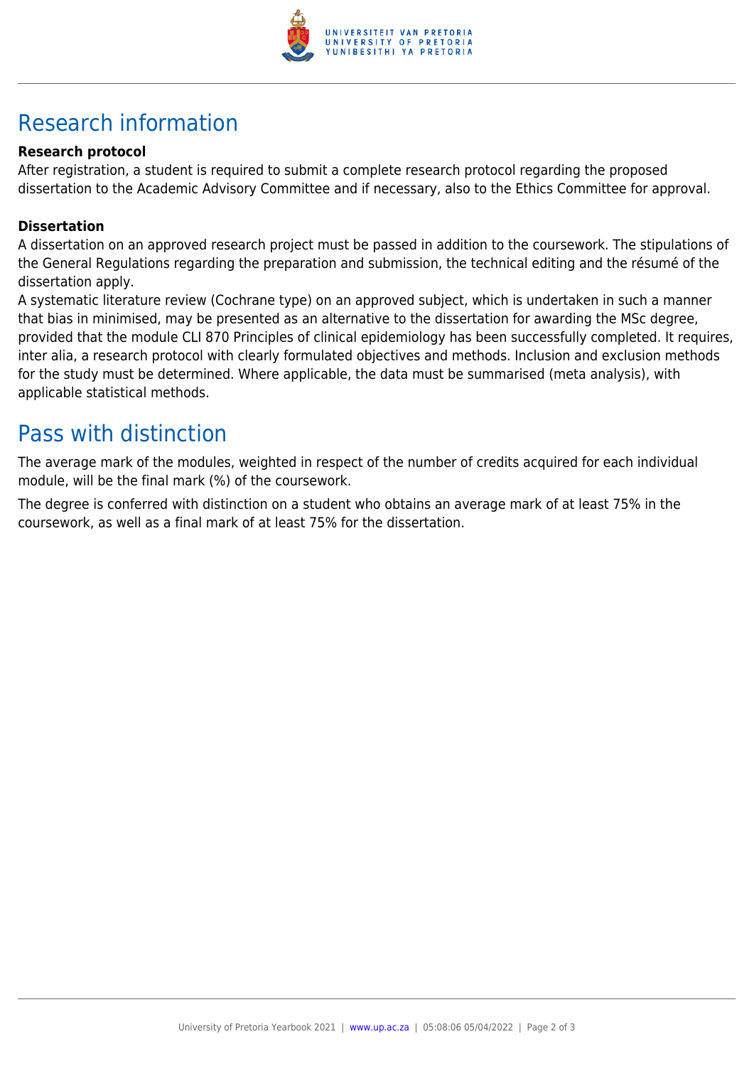# Research information

**Research protocol**

After registration, a student is required to submit a complete research protocol regarding the proposed dissertation to the Academic Advisory Committee and if necessary, also to the Ethics Committee for approval.

**Dissertation**

A dissertation on an approved research project must be passed in addition to the coursework. The stipulations of the General Regulations regarding the preparation and submission, the technical editing and the résumé of the dissertation apply.

A systematic literature review (Cochrane type) on an approved subject, which is undertaken in such a manner that bias in minimised, may be presented as an alternative to the dissertation for awarding the MSc degree, provided that the module CLI 870 Principles of clinical epidemiology has been successfully completed. It requires, inter alia, a research protocol with clearly formulated objectives and methods. Inclusion and exclusion methods for the study must be determined. Where applicable, the data must be summarised (meta analysis), with applicable statistical methods.

# Pass with distinction

The average mark of the modules, weighted in respect of the number of credits acquired for each individual module, will be the final mark (%) of the coursework.

The degree is conferred with distinction on a student who obtains an average mark of at least 75% in the coursework, as well as a final mark of at least 75% for the dissertation.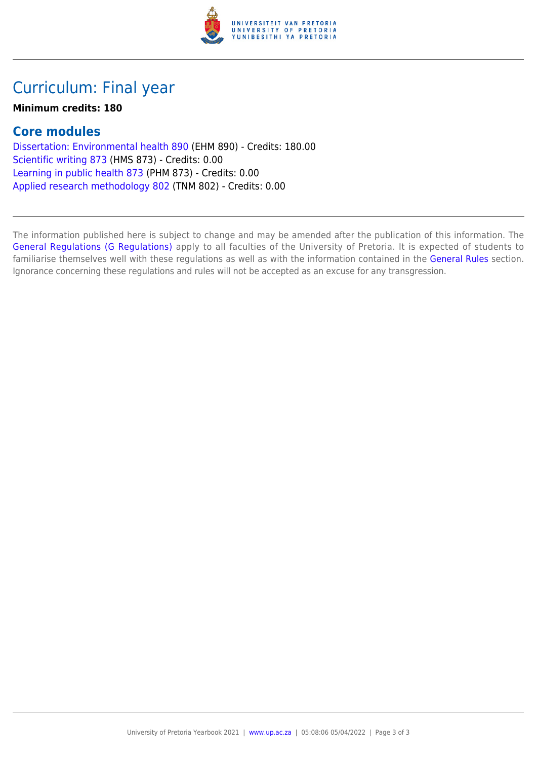# Curriculum: Final year

**Minimum credits: 180**

## Core modules

Dissertation: Environmental health 890 (EHM 890) - Credits: 180.00
Scientific writing 873 (HMS 873) - Credits: 0.00
Learning in public health 873 (PHM 873) - Credits: 0.00
Applied research methodology 802 (TNM 802) - Credits: 0.00

The information published here is subject to change and may be amended after the publication of this information. The General Regulations (G Regulations) apply to all faculties of the University of Pretoria. It is expected of students to familiarise themselves well with these regulations as well as with the information contained in the General Rules section. Ignorance concerning these regulations and rules will not be accepted as an excuse for any transgression.